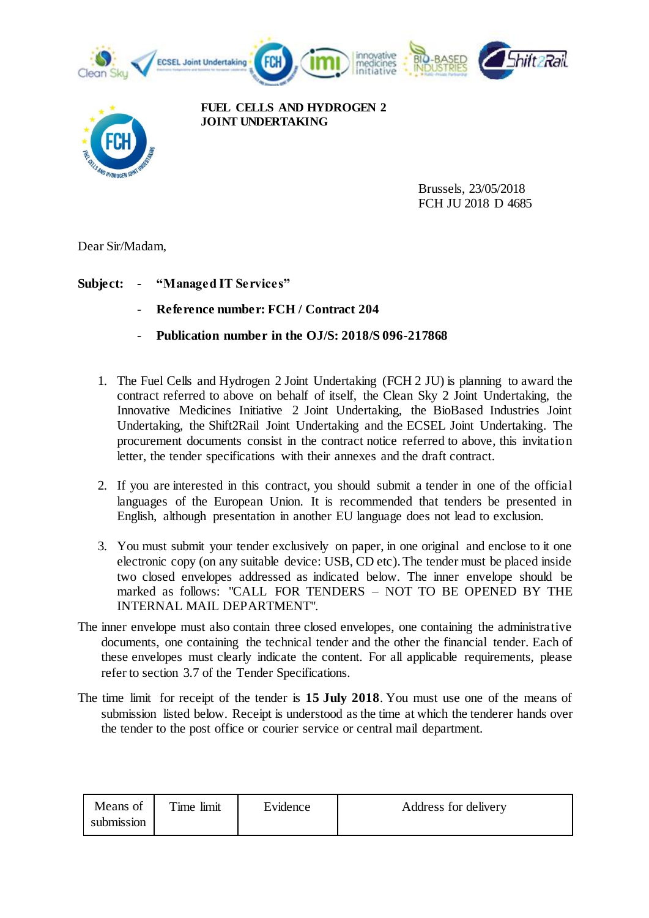**FUEL CELLS AND HYDROGEN 2 JOINT UNDERTAKING**

Brussels, 23/05/2018
FCH JU 2018 D 4685

Dear Sir/Madam,

**Subject:** - **"Managed IT Services"**

- **Reference number: FCH / Contract 204**
- **Publication number in the OJ/S: 2018/S 096-217868**

1. The Fuel Cells and Hydrogen 2 Joint Undertaking (FCH 2 JU) is planning to award the contract referred to above on behalf of itself, the Clean Sky 2 Joint Undertaking, the Innovative Medicines Initiative 2 Joint Undertaking, the BioBased Industries Joint Undertaking, the Shift2Rail Joint Undertaking and the ECSEL Joint Undertaking. The procurement documents consist in the contract notice referred to above, this invitation letter, the tender specifications with their annexes and the draft contract.

2. If you are interested in this contract, you should submit a tender in one of the official languages of the European Union. It is recommended that tenders be presented in English, although presentation in another EU language does not lead to exclusion.

3. You must submit your tender exclusively on paper, in one original and enclose to it one electronic copy (on any suitable device: USB, CD etc). The tender must be placed inside two closed envelopes addressed as indicated below. The inner envelope should be marked as follows: "CALL FOR TENDERS – NOT TO BE OPENED BY THE INTERNAL MAIL DEPARTMENT".

The inner envelope must also contain three closed envelopes, one containing the administrative documents, one containing the technical tender and the other the financial tender. Each of these envelopes must clearly indicate the content. For all applicable requirements, please refer to section 3.7 of the Tender Specifications.

The time limit for receipt of the tender is **15 July 2018**. You must use one of the means of submission listed below. Receipt is understood as the time at which the tenderer hands over the tender to the post office or courier service or central mail department.

| Means of submission | Time limit | Evidence | Address for delivery |
|---|---|---|---|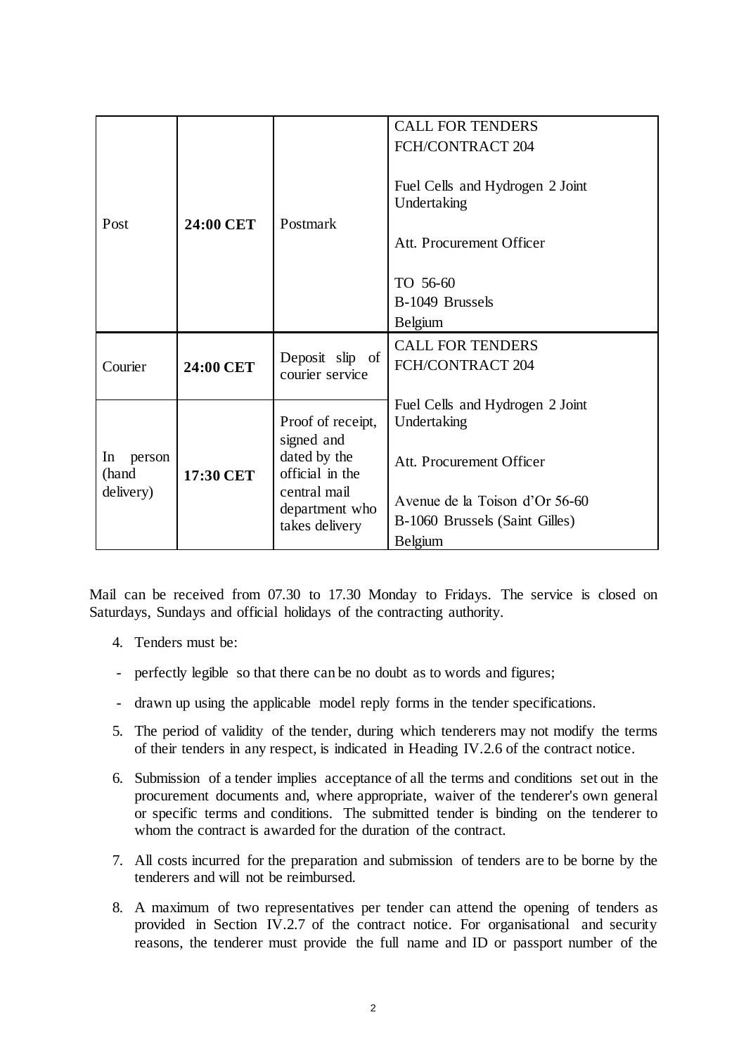| | | | |
|---|---|---|---|
| Post | **24:00 CET** | Postmark | CALL FOR TENDERS<br>FCH/CONTRACT 204<br><br>Fuel Cells and Hydrogen 2 Joint Undertaking<br><br>Att. Procurement Officer<br><br>TO 56-60<br>B-1049 Brussels<br>Belgium |
| Courier | **24:00 CET** | Deposit slip of courier service | CALL FOR TENDERS<br>FCH/CONTRACT 204<br><br>Fuel Cells and Hydrogen 2 Joint Undertaking<br><br>Att. Procurement Officer<br><br>Avenue de la Toison d'Or 56-60<br>B-1060 Brussels (Saint Gilles)<br>Belgium |
| In person (hand delivery) | **17:30 CET** | Proof of receipt, signed and dated by the official in the central mail department who takes delivery | |

Mail can be received from 07.30 to 17.30 Monday to Fridays. The service is closed on Saturdays, Sundays and official holidays of the contracting authority.

4. Tenders must be:

- perfectly legible so that there can be no doubt as to words and figures;
- drawn up using the applicable model reply forms in the tender specifications.

5. The period of validity of the tender, during which tenderers may not modify the terms of their tenders in any respect, is indicated in Heading IV.2.6 of the contract notice.

6. Submission of a tender implies acceptance of all the terms and conditions set out in the procurement documents and, where appropriate, waiver of the tenderer's own general or specific terms and conditions. The submitted tender is binding on the tenderer to whom the contract is awarded for the duration of the contract.

7. All costs incurred for the preparation and submission of tenders are to be borne by the tenderers and will not be reimbursed.

8. A maximum of two representatives per tender can attend the opening of tenders as provided in Section IV.2.7 of the contract notice. For organisational and security reasons, the tenderer must provide the full name and ID or passport number of the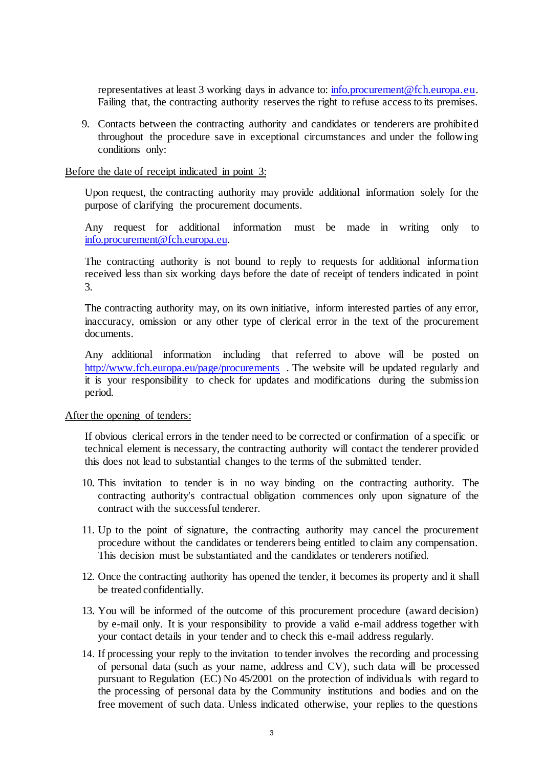representatives at least 3 working days in advance to: info.procurement@fch.europa.eu. Failing that, the contracting authority reserves the right to refuse access to its premises.

9. Contacts between the contracting authority and candidates or tenderers are prohibited throughout the procedure save in exceptional circumstances and under the following conditions only:

<u>Before the date of receipt indicated in point 3:</u>

Upon request, the contracting authority may provide additional information solely for the purpose of clarifying the procurement documents.

Any request for additional information must be made in writing only to info.procurement@fch.europa.eu.

The contracting authority is not bound to reply to requests for additional information received less than six working days before the date of receipt of tenders indicated in point 3.

The contracting authority may, on its own initiative, inform interested parties of any error, inaccuracy, omission or any other type of clerical error in the text of the procurement documents.

Any additional information including that referred to above will be posted on http://www.fch.europa.eu/page/procurements . The website will be updated regularly and it is your responsibility to check for updates and modifications during the submission period.

<u>After the opening of tenders:</u>

If obvious clerical errors in the tender need to be corrected or confirmation of a specific or technical element is necessary, the contracting authority will contact the tenderer provided this does not lead to substantial changes to the terms of the submitted tender.

10. This invitation to tender is in no way binding on the contracting authority. The contracting authority's contractual obligation commences only upon signature of the contract with the successful tenderer.

11. Up to the point of signature, the contracting authority may cancel the procurement procedure without the candidates or tenderers being entitled to claim any compensation. This decision must be substantiated and the candidates or tenderers notified.

12. Once the contracting authority has opened the tender, it becomes its property and it shall be treated confidentially.

13. You will be informed of the outcome of this procurement procedure (award decision) by e-mail only. It is your responsibility to provide a valid e-mail address together with your contact details in your tender and to check this e-mail address regularly.

14. If processing your reply to the invitation to tender involves the recording and processing of personal data (such as your name, address and CV), such data will be processed pursuant to Regulation (EC) No 45/2001 on the protection of individuals with regard to the processing of personal data by the Community institutions and bodies and on the free movement of such data. Unless indicated otherwise, your replies to the questions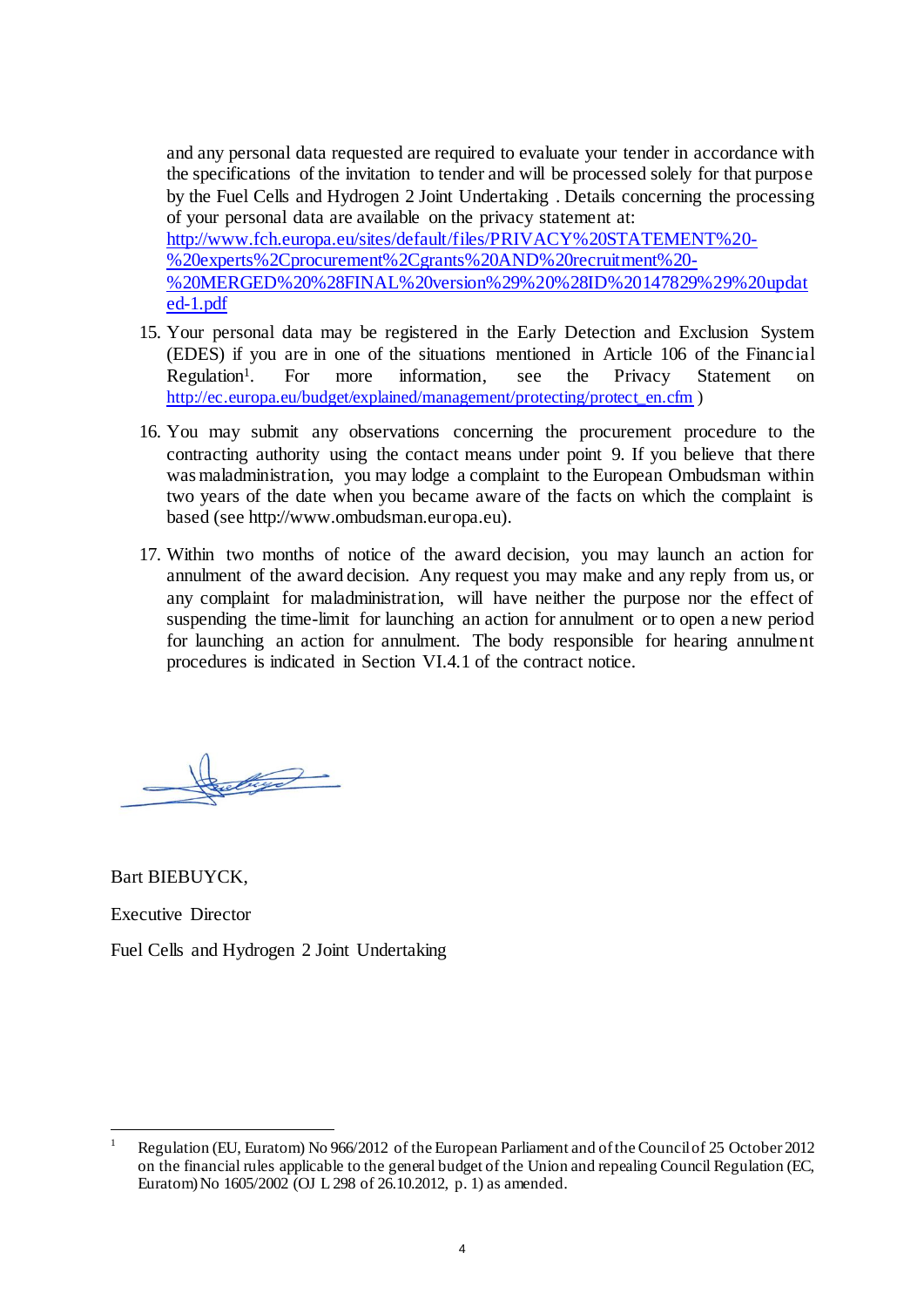and any personal data requested are required to evaluate your tender in accordance with the specifications of the invitation to tender and will be processed solely for that purpose by the Fuel Cells and Hydrogen 2 Joint Undertaking . Details concerning the processing of your personal data are available on the privacy statement at: http://www.fch.europa.eu/sites/default/files/PRIVACY%20STATEMENT%20-%20experts%2Cprocurement%2Cgrants%20AND%20recruitment%20-%20MERGED%20%28FINAL%20version%29%20%28ID%20147829%29%20updated-1.pdf

15. Your personal data may be registered in the Early Detection and Exclusion System (EDES) if you are in one of the situations mentioned in Article 106 of the Financial Regulation[1]. For more information, see the Privacy Statement on http://ec.europa.eu/budget/explained/management/protecting/protect_en.cfm )

16. You may submit any observations concerning the procurement procedure to the contracting authority using the contact means under point 9. If you believe that there was maladministration, you may lodge a complaint to the European Ombudsman within two years of the date when you became aware of the facts on which the complaint is based (see http://www.ombudsman.europa.eu).

17. Within two months of notice of the award decision, you may launch an action for annulment of the award decision. Any request you may make and any reply from us, or any complaint for maladministration, will have neither the purpose nor the effect of suspending the time-limit for launching an action for annulment or to open a new period for launching an action for annulment. The body responsible for hearing annulment procedures is indicated in Section VI.4.1 of the contract notice.

Bart BIEBUYCK,

Executive Director

Fuel Cells and Hydrogen 2 Joint Undertaking

[1] Regulation (EU, Euratom) No 966/2012 of the European Parliament and of the Council of 25 October 2012 on the financial rules applicable to the general budget of the Union and repealing Council Regulation (EC, Euratom) No 1605/2002 (OJ L 298 of 26.10.2012, p. 1) as amended.